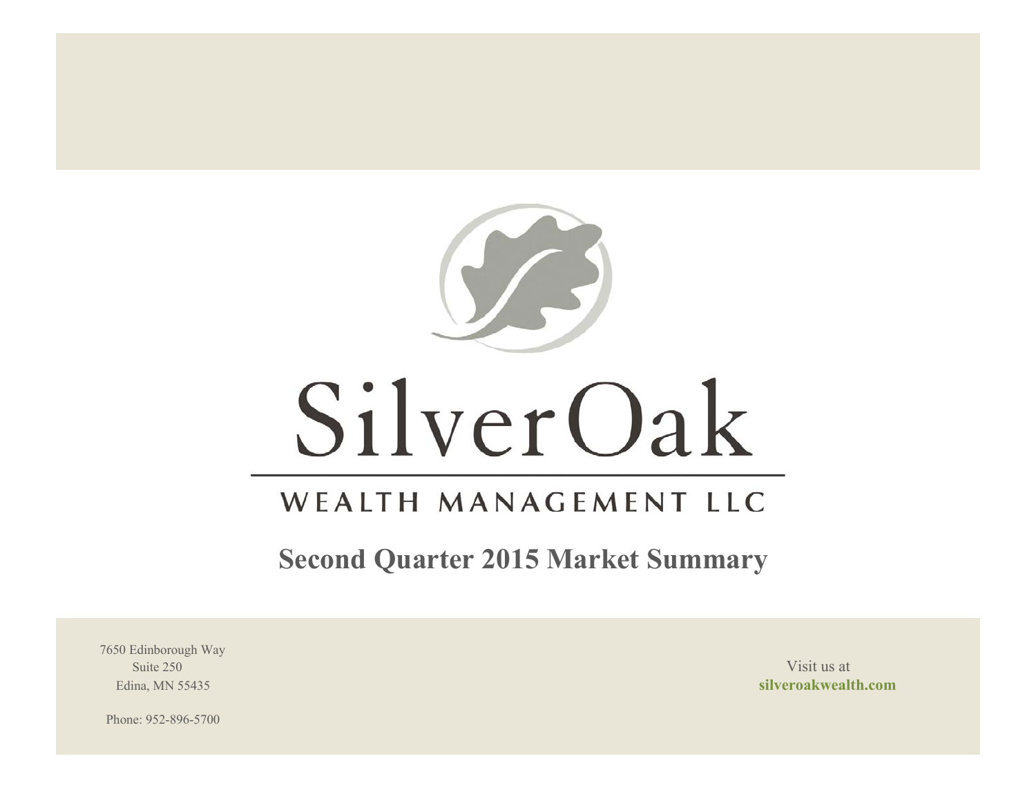# SilverOak

## WEALTH MANAGEMENT LLC

## Second Quarter 2015 Market Summary

7650 Edinborough Way
Suite 250
Edina, MN 55435

Phone: 952-896-5700

Visit us at
**silveroakwealth.com**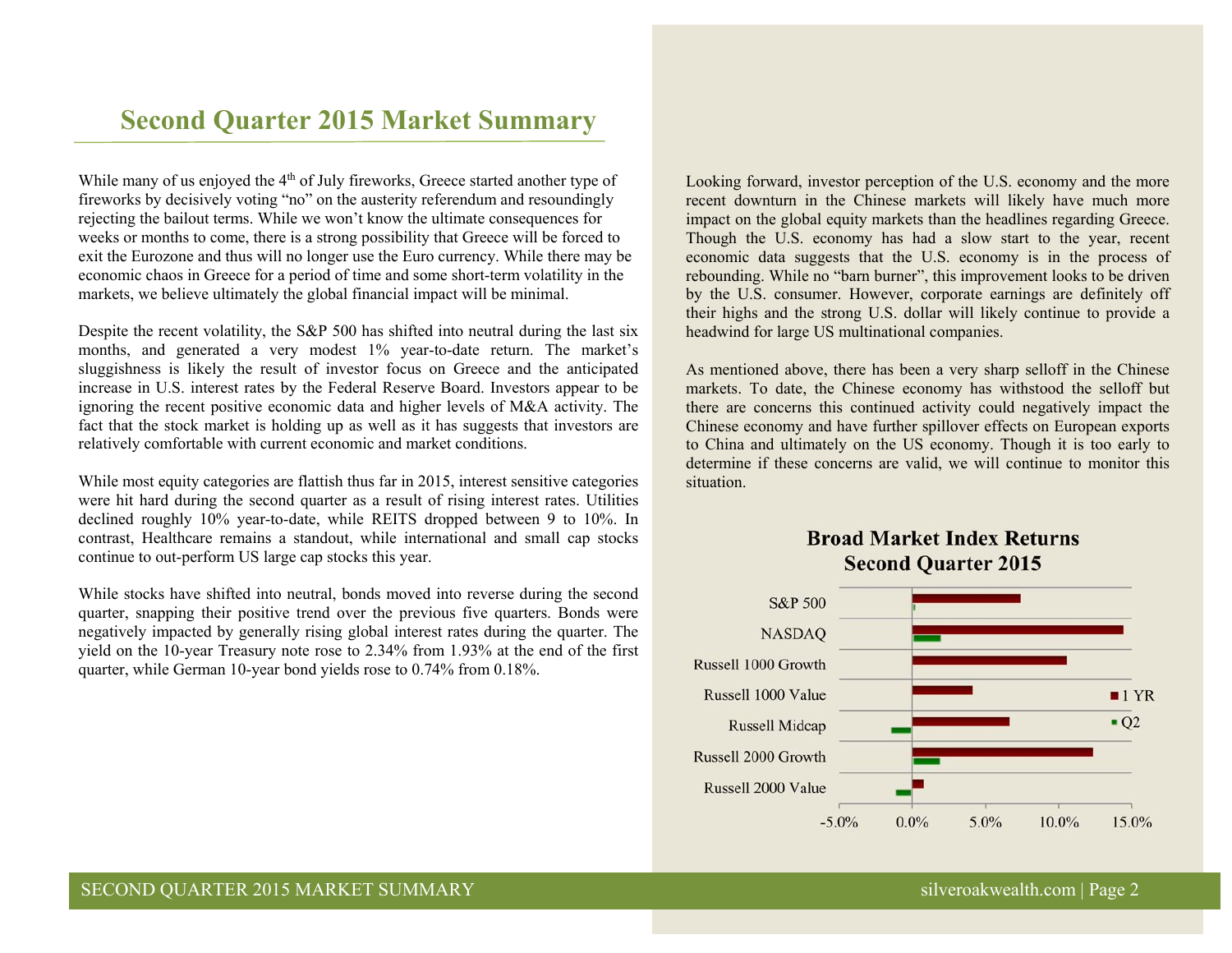# Second Quarter 2015 Market Summary

While many of us enjoyed the 4th of July fireworks, Greece started another type of fireworks by decisively voting "no" on the austerity referendum and resoundingly rejecting the bailout terms. While we won't know the ultimate consequences for weeks or months to come, there is a strong possibility that Greece will be forced to exit the Eurozone and thus will no longer use the Euro currency. While there may be economic chaos in Greece for a period of time and some short-term volatility in the markets, we believe ultimately the global financial impact will be minimal.

Despite the recent volatility, the S&P 500 has shifted into neutral during the last six months, and generated a very modest 1% year-to-date return. The market's sluggishness is likely the result of investor focus on Greece and the anticipated increase in U.S. interest rates by the Federal Reserve Board. Investors appear to be ignoring the recent positive economic data and higher levels of M&A activity. The fact that the stock market is holding up as well as it has suggests that investors are relatively comfortable with current economic and market conditions.

While most equity categories are flattish thus far in 2015, interest sensitive categories were hit hard during the second quarter as a result of rising interest rates. Utilities declined roughly 10% year-to-date, while REITS dropped between 9 to 10%. In contrast, Healthcare remains a standout, while international and small cap stocks continue to out-perform US large cap stocks this year.

While stocks have shifted into neutral, bonds moved into reverse during the second quarter, snapping their positive trend over the previous five quarters. Bonds were negatively impacted by generally rising global interest rates during the quarter. The yield on the 10-year Treasury note rose to 2.34% from 1.93% at the end of the first quarter, while German 10-year bond yields rose to 0.74% from 0.18%.

Looking forward, investor perception of the U.S. economy and the more recent downturn in the Chinese markets will likely have much more impact on the global equity markets than the headlines regarding Greece. Though the U.S. economy has had a slow start to the year, recent economic data suggests that the U.S. economy is in the process of rebounding. While no "barn burner", this improvement looks to be driven by the U.S. consumer. However, corporate earnings are definitely off their highs and the strong U.S. dollar will likely continue to provide a headwind for large US multinational companies.

As mentioned above, there has been a very sharp selloff in the Chinese markets. To date, the Chinese economy has withstood the selloff but there are concerns this continued activity could negatively impact the Chinese economy and have further spillover effects on European exports to China and ultimately on the US economy. Though it is too early to determine if these concerns are valid, we will continue to monitor this situation.

**Broad Market Index Returns**
**Second Quarter 2015**

Chart series: 1 YR, Q2. Indices: S&P 500, NASDAQ, Russell 1000 Growth, Russell 1000 Value, Russell Midcap, Russell 2000 Growth, Russell 2000 Value. Axis: -5.0%, 0.0%, 5.0%, 10.0%, 15.0%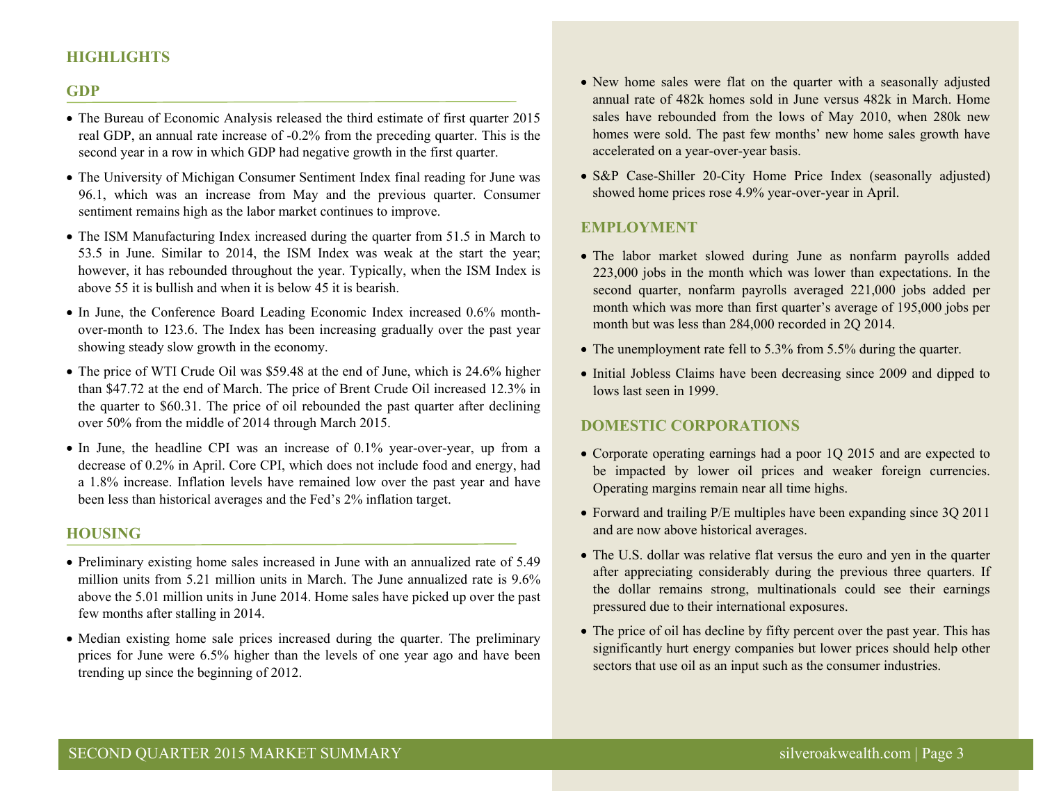## HIGHLIGHTS

### GDP

- The Bureau of Economic Analysis released the third estimate of first quarter 2015 real GDP, an annual rate increase of -0.2% from the preceding quarter. This is the second year in a row in which GDP had negative growth in the first quarter.
- The University of Michigan Consumer Sentiment Index final reading for June was 96.1, which was an increase from May and the previous quarter. Consumer sentiment remains high as the labor market continues to improve.
- The ISM Manufacturing Index increased during the quarter from 51.5 in March to 53.5 in June. Similar to 2014, the ISM Index was weak at the start the year; however, it has rebounded throughout the year. Typically, when the ISM Index is above 55 it is bullish and when it is below 45 it is bearish.
- In June, the Conference Board Leading Economic Index increased 0.6% month-over-month to 123.6. The Index has been increasing gradually over the past year showing steady slow growth in the economy.
- The price of WTI Crude Oil was $59.48 at the end of June, which is 24.6% higher than $47.72 at the end of March. The price of Brent Crude Oil increased 12.3% in the quarter to $60.31. The price of oil rebounded the past quarter after declining over 50% from the middle of 2014 through March 2015.
- In June, the headline CPI was an increase of 0.1% year-over-year, up from a decrease of 0.2% in April. Core CPI, which does not include food and energy, had a 1.8% increase. Inflation levels have remained low over the past year and have been less than historical averages and the Fed's 2% inflation target.

### HOUSING

- Preliminary existing home sales increased in June with an annualized rate of 5.49 million units from 5.21 million units in March. The June annualized rate is 9.6% above the 5.01 million units in June 2014. Home sales have picked up over the past few months after stalling in 2014.
- Median existing home sale prices increased during the quarter. The preliminary prices for June were 6.5% higher than the levels of one year ago and have been trending up since the beginning of 2012.
- New home sales were flat on the quarter with a seasonally adjusted annual rate of 482k homes sold in June versus 482k in March. Home sales have rebounded from the lows of May 2010, when 280k new homes were sold. The past few months' new home sales growth have accelerated on a year-over-year basis.
- S&P Case-Shiller 20-City Home Price Index (seasonally adjusted) showed home prices rose 4.9% year-over-year in April.

### EMPLOYMENT

- The labor market slowed during June as nonfarm payrolls added 223,000 jobs in the month which was lower than expectations. In the second quarter, nonfarm payrolls averaged 221,000 jobs added per month which was more than first quarter's average of 195,000 jobs per month but was less than 284,000 recorded in 2Q 2014.
- The unemployment rate fell to 5.3% from 5.5% during the quarter.
- Initial Jobless Claims have been decreasing since 2009 and dipped to lows last seen in 1999.

### DOMESTIC CORPORATIONS

- Corporate operating earnings had a poor 1Q 2015 and are expected to be impacted by lower oil prices and weaker foreign currencies. Operating margins remain near all time highs.
- Forward and trailing P/E multiples have been expanding since 3Q 2011 and are now above historical averages.
- The U.S. dollar was relative flat versus the euro and yen in the quarter after appreciating considerably during the previous three quarters. If the dollar remains strong, multinationals could see their earnings pressured due to their international exposures.
- The price of oil has decline by fifty percent over the past year. This has significantly hurt energy companies but lower prices should help other sectors that use oil as an input such as the consumer industries.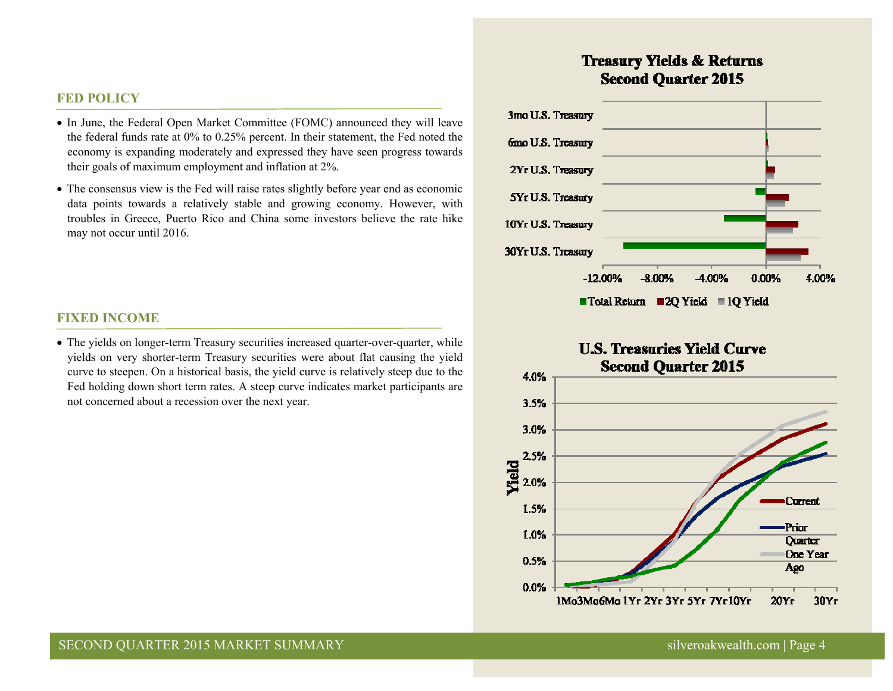## FED POLICY

- In June, the Federal Open Market Committee (FOMC) announced they will leave the federal funds rate at 0% to 0.25% percent. In their statement, the Fed noted the economy is expanding moderately and expressed they have seen progress towards their goals of maximum employment and inflation at 2%.
- The consensus view is the Fed will raise rates slightly before year end as economic data points towards a relatively stable and growing economy. However, with troubles in Greece, Puerto Rico and China some investors believe the rate hike may not occur until 2016.

## FIXED INCOME

- The yields on longer-term Treasury securities increased quarter-over-quarter, while yields on very shorter-term Treasury securities were about flat causing the yield curve to steepen. On a historical basis, the yield curve is relatively steep due to the Fed holding down short term rates. A steep curve indicates market participants are not concerned about a recession over the next year.

**Treasury Yields & Returns Second Quarter 2015**

3mo U.S. Treasury
6mo U.S. Treasury
2Yr U.S. Treasury
5Yr U.S. Treasury
10Yr U.S. Treasury
30Yr U.S. Treasury

-12.00% -8.00% -4.00% 0.00% 4.00%

Total Return | 2Q Yield | 1Q Yield

**U.S. Treasuries Yield Curve Second Quarter 2015**

Yield: 0.0% 0.5% 1.0% 1.5% 2.0% 2.5% 3.0% 3.5% 4.0%

1Mo 3Mo 6Mo 1Yr 2Yr 3Yr 5Yr 7Yr 10Yr 20Yr 30Yr

Current | Prior Quarter | One Year Ago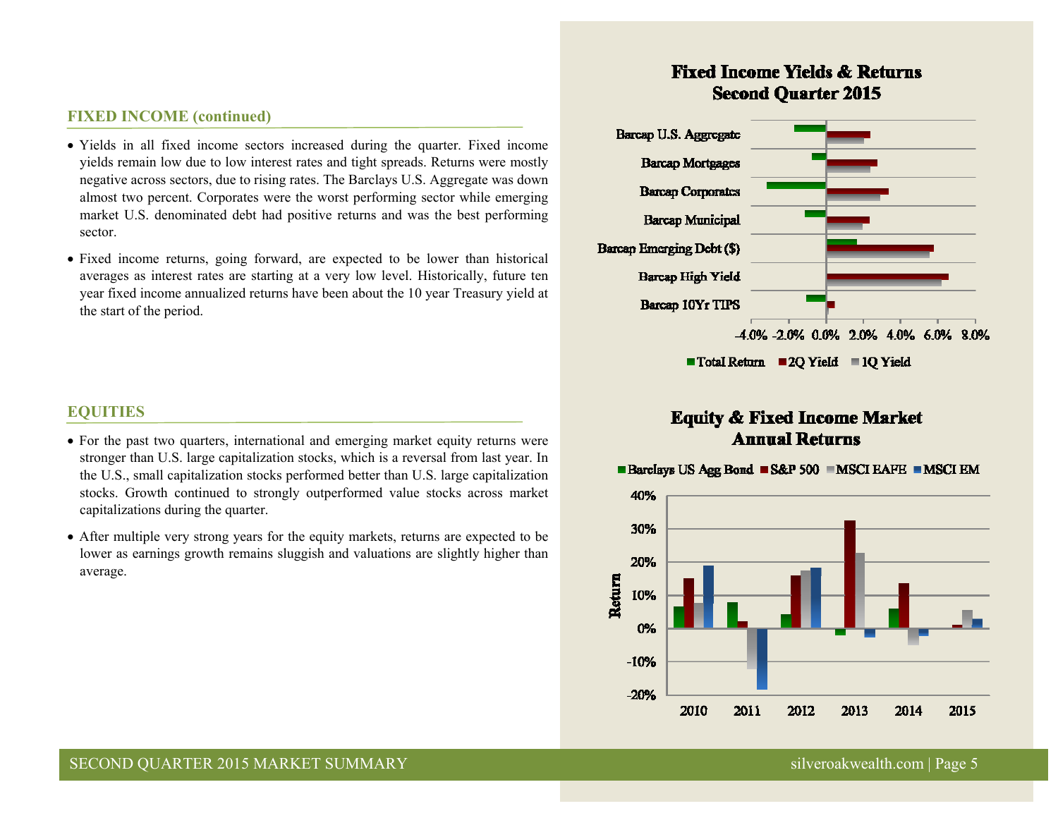## FIXED INCOME (continued)

- Yields in all fixed income sectors increased during the quarter. Fixed income yields remain low due to low interest rates and tight spreads. Returns were mostly negative across sectors, due to rising rates. The Barclays U.S. Aggregate was down almost two percent. Corporates were the worst performing sector while emerging market U.S. denominated debt had positive returns and was the best performing sector.
- Fixed income returns, going forward, are expected to be lower than historical averages as interest rates are starting at a very low level. Historically, future ten year fixed income annualized returns have been about the 10 year Treasury yield at the start of the period.

## EQUITIES

- For the past two quarters, international and emerging market equity returns were stronger than U.S. large capitalization stocks, which is a reversal from last year. In the U.S., small capitalization stocks performed better than U.S. large capitalization stocks. Growth continued to strongly outperformed value stocks across market capitalizations during the quarter.
- After multiple very strong years for the equity markets, returns are expected to be lower as earnings growth remains sluggish and valuations are slightly higher than average.

**Fixed Income Yields & Returns Second Quarter 2015**

Categories: Barcap U.S. Aggregate, Barcap Mortgages, Barcap Corporates, Barcap Municipal, Barcap Emerging Debt ($), Barcap High Yield, Barcap 10Yr TIPS

Legend: Total Return, 2Q Yield, 1Q Yield

Axis: -4.0% -2.0% 0.0% 2.0% 4.0% 6.0% 8.0%

**Equity & Fixed Income Market Annual Returns**

Legend: Barclays US Agg Bond, S&P 500, MSCI EAFE, MSCI EM

Axis: Return; -20% -10% 0% 10% 20% 30% 40%; 2010 2011 2012 2013 2014 2015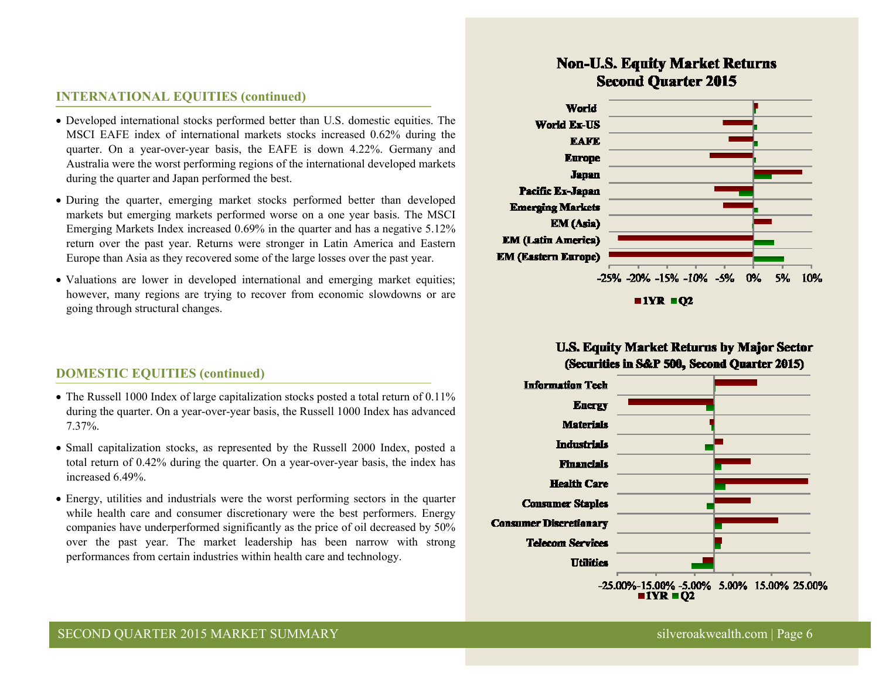## INTERNATIONAL EQUITIES (continued)

- Developed international stocks performed better than U.S. domestic equities. The MSCI EAFE index of international markets stocks increased 0.62% during the quarter. On a year-over-year basis, the EAFE is down 4.22%. Germany and Australia were the worst performing regions of the international developed markets during the quarter and Japan performed the best.
- During the quarter, emerging market stocks performed better than developed markets but emerging markets performed worse on a one year basis. The MSCI Emerging Markets Index increased 0.69% in the quarter and has a negative 5.12% return over the past year. Returns were stronger in Latin America and Eastern Europe than Asia as they recovered some of the large losses over the past year.
- Valuations are lower in developed international and emerging market equities; however, many regions are trying to recover from economic slowdowns or are going through structural changes.

## DOMESTIC EQUITIES (continued)

- The Russell 1000 Index of large capitalization stocks posted a total return of 0.11% during the quarter. On a year-over-year basis, the Russell 1000 Index has advanced 7.37%.
- Small capitalization stocks, as represented by the Russell 2000 Index, posted a total return of 0.42% during the quarter. On a year-over-year basis, the index has increased 6.49%.
- Energy, utilities and industrials were the worst performing sectors in the quarter while health care and consumer discretionary were the best performers. Energy companies have underperformed significantly as the price of oil decreased by 50% over the past year. The market leadership has been narrow with strong performances from certain industries within health care and technology.

**Non-U.S. Equity Market Returns Second Quarter 2015**

World, World Ex-US, EAFE, Europe, Japan, Pacific Ex-Japan, Emerging Markets, EM (Asia), EM (Latin America), EM (Eastern Europe)

-25% -20% -15% -10% -5% 0% 5% 10%

1YR Q2

**U.S. Equity Market Returns by Major Sector (Securities in S&P 500, Second Quarter 2015)**

Information Tech, Energy, Materials, Industrials, Financials, Health Care, Consumer Staples, Consumer Discretionary, Telecom Services, Utilities

-25.00% -15.00% -5.00% 5.00% 15.00% 25.00%

1YR Q2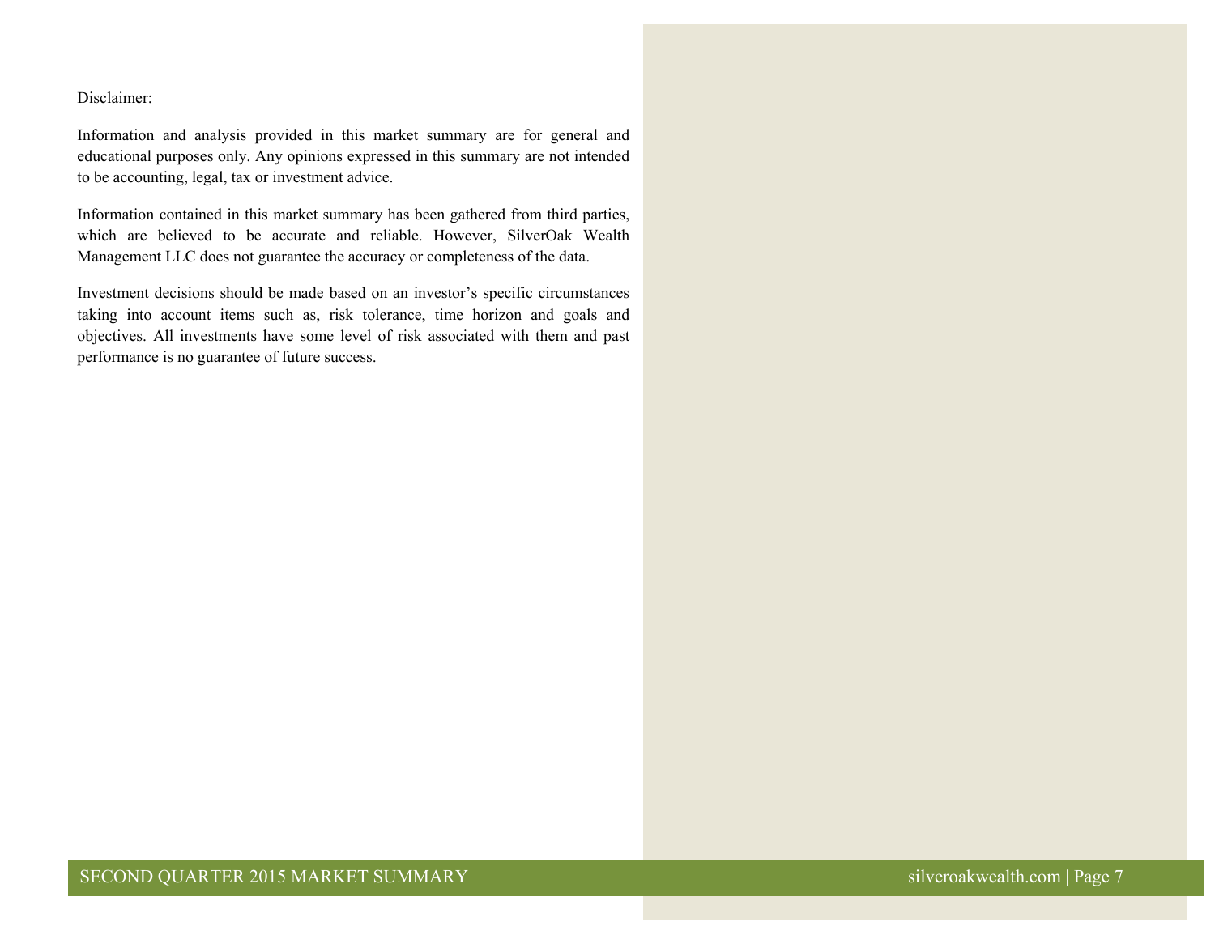Disclaimer:

Information and analysis provided in this market summary are for general and educational purposes only. Any opinions expressed in this summary are not intended to be accounting, legal, tax or investment advice.

Information contained in this market summary has been gathered from third parties, which are believed to be accurate and reliable. However, SilverOak Wealth Management LLC does not guarantee the accuracy or completeness of the data.

Investment decisions should be made based on an investor's specific circumstances taking into account items such as, risk tolerance, time horizon and goals and objectives. All investments have some level of risk associated with them and past performance is no guarantee of future success.